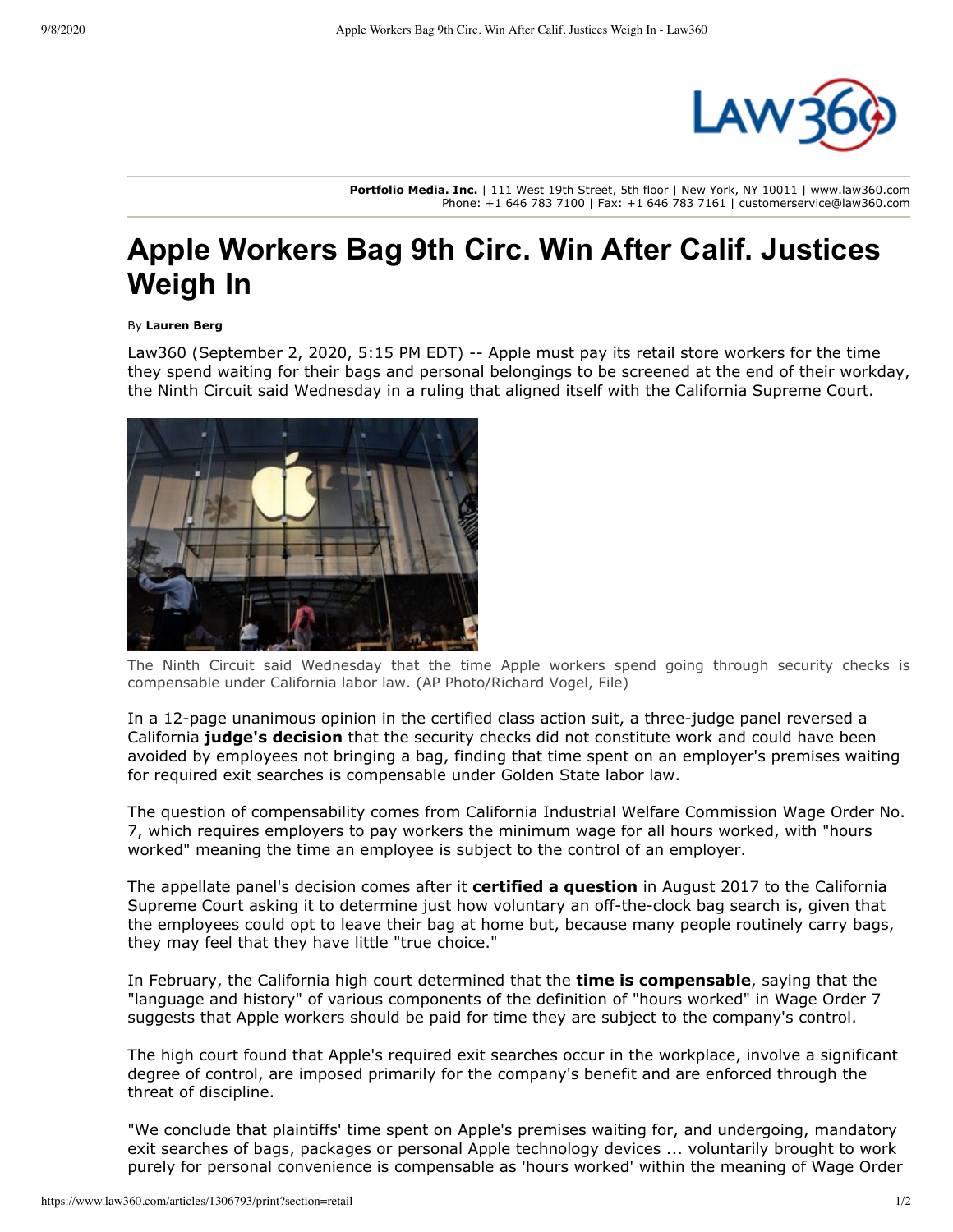**Portfolio Media. Inc.** | 111 West 19th Street, 5th floor | New York, NY 10011 | www.law360.com
Phone: +1 646 783 7100 | Fax: +1 646 783 7161 | customerservice@law360.com

# Apple Workers Bag 9th Circ. Win After Calif. Justices Weigh In

By **Lauren Berg**

Law360 (September 2, 2020, 5:15 PM EDT) -- Apple must pay its retail store workers for the time they spend waiting for their bags and personal belongings to be screened at the end of their workday, the Ninth Circuit said Wednesday in a ruling that aligned itself with the California Supreme Court.

The Ninth Circuit said Wednesday that the time Apple workers spend going through security checks is compensable under California labor law. (AP Photo/Richard Vogel, File)

In a 12-page unanimous opinion in the certified class action suit, a three-judge panel reversed a California **judge's decision** that the security checks did not constitute work and could have been avoided by employees not bringing a bag, finding that time spent on an employer's premises waiting for required exit searches is compensable under Golden State labor law.

The question of compensability comes from California Industrial Welfare Commission Wage Order No. 7, which requires employers to pay workers the minimum wage for all hours worked, with "hours worked" meaning the time an employee is subject to the control of an employer.

The appellate panel's decision comes after it **certified a question** in August 2017 to the California Supreme Court asking it to determine just how voluntary an off-the-clock bag search is, given that the employees could opt to leave their bag at home but, because many people routinely carry bags, they may feel that they have little "true choice."

In February, the California high court determined that the **time is compensable**, saying that the "language and history" of various components of the definition of "hours worked" in Wage Order 7 suggests that Apple workers should be paid for time they are subject to the company's control.

The high court found that Apple's required exit searches occur in the workplace, involve a significant degree of control, are imposed primarily for the company's benefit and are enforced through the threat of discipline.

"We conclude that plaintiffs' time spent on Apple's premises waiting for, and undergoing, mandatory exit searches of bags, packages or personal Apple technology devices ... voluntarily brought to work purely for personal convenience is compensable as 'hours worked' within the meaning of Wage Order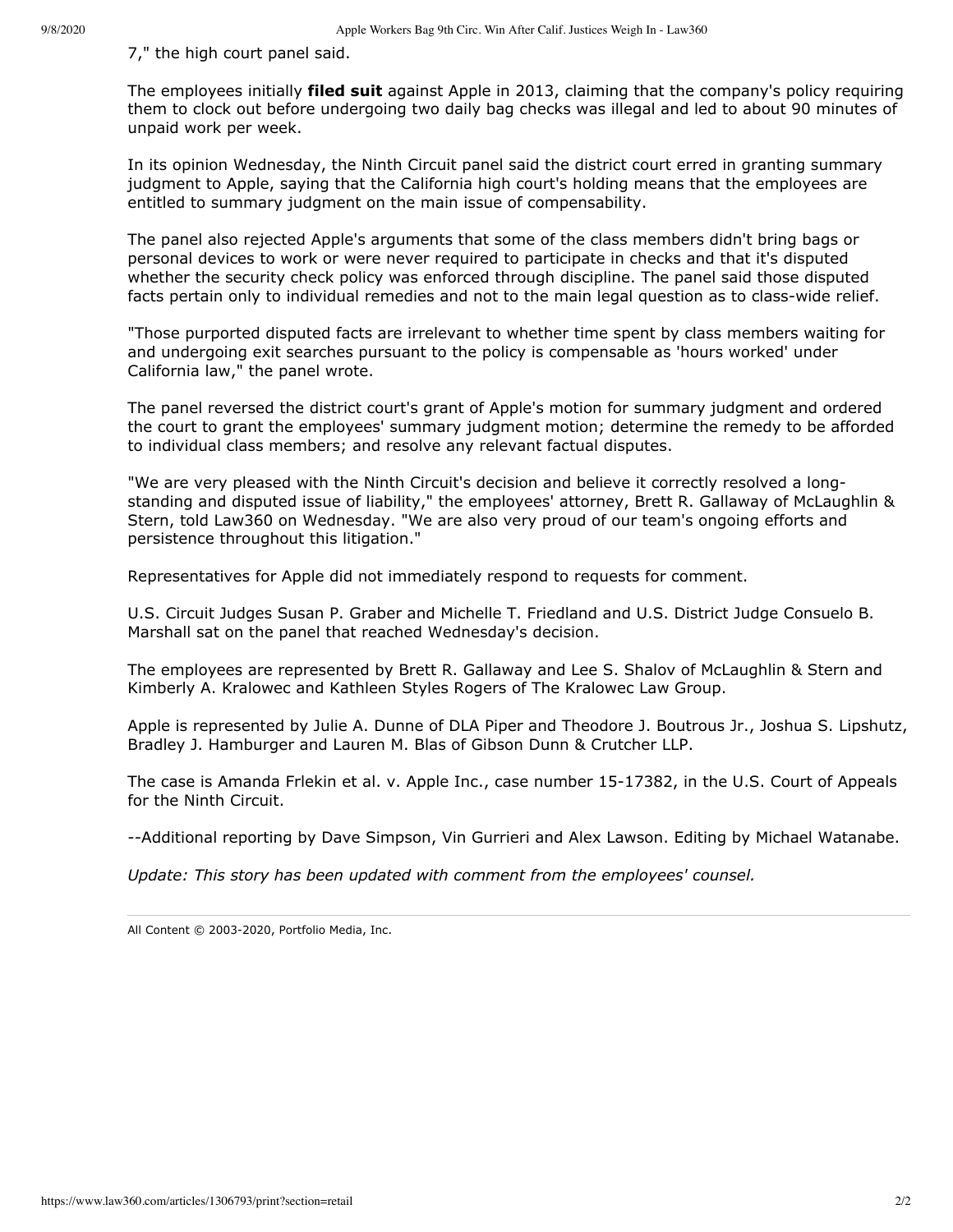7," the high court panel said.

The employees initially **filed suit** against Apple in 2013, claiming that the company's policy requiring them to clock out before undergoing two daily bag checks was illegal and led to about 90 minutes of unpaid work per week.

In its opinion Wednesday, the Ninth Circuit panel said the district court erred in granting summary judgment to Apple, saying that the California high court's holding means that the employees are entitled to summary judgment on the main issue of compensability.

The panel also rejected Apple's arguments that some of the class members didn't bring bags or personal devices to work or were never required to participate in checks and that it's disputed whether the security check policy was enforced through discipline. The panel said those disputed facts pertain only to individual remedies and not to the main legal question as to class-wide relief.

"Those purported disputed facts are irrelevant to whether time spent by class members waiting for and undergoing exit searches pursuant to the policy is compensable as 'hours worked' under California law," the panel wrote.

The panel reversed the district court's grant of Apple's motion for summary judgment and ordered the court to grant the employees' summary judgment motion; determine the remedy to be afforded to individual class members; and resolve any relevant factual disputes.

"We are very pleased with the Ninth Circuit's decision and believe it correctly resolved a long-standing and disputed issue of liability," the employees' attorney, Brett R. Gallaway of McLaughlin & Stern, told Law360 on Wednesday. "We are also very proud of our team's ongoing efforts and persistence throughout this litigation."

Representatives for Apple did not immediately respond to requests for comment.

U.S. Circuit Judges Susan P. Graber and Michelle T. Friedland and U.S. District Judge Consuelo B. Marshall sat on the panel that reached Wednesday's decision.

The employees are represented by Brett R. Gallaway and Lee S. Shalov of McLaughlin & Stern and Kimberly A. Kralowec and Kathleen Styles Rogers of The Kralowec Law Group.

Apple is represented by Julie A. Dunne of DLA Piper and Theodore J. Boutrous Jr., Joshua S. Lipshutz, Bradley J. Hamburger and Lauren M. Blas of Gibson Dunn & Crutcher LLP.

The case is Amanda Frlekin et al. v. Apple Inc., case number 15-17382, in the U.S. Court of Appeals for the Ninth Circuit.

--Additional reporting by Dave Simpson, Vin Gurrieri and Alex Lawson. Editing by Michael Watanabe.

*Update: This story has been updated with comment from the employees' counsel.*

All Content © 2003-2020, Portfolio Media, Inc.